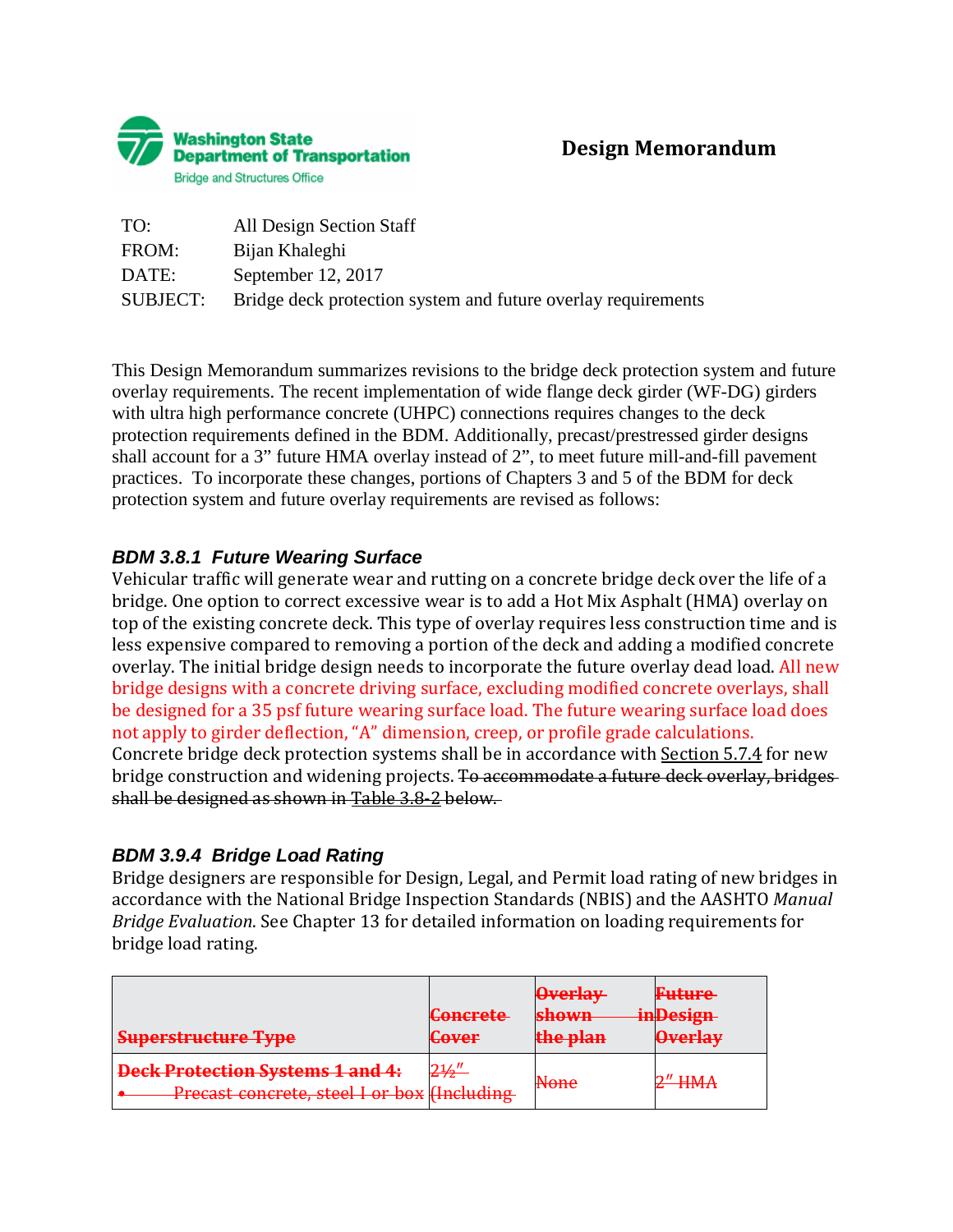**Washington State Department of Transportation**
Bridge and Structures Office

# Design Memorandum

| | |
|---|---|
| TO: | All Design Section Staff |
| FROM: | Bijan Khaleghi |
| DATE: | September 12, 2017 |
| SUBJECT: | Bridge deck protection system and future overlay requirements |

This Design Memorandum summarizes revisions to the bridge deck protection system and future overlay requirements. The recent implementation of wide flange deck girder (WF-DG) girders with ultra high performance concrete (UHPC) connections requires changes to the deck protection requirements defined in the BDM. Additionally, precast/prestressed girder designs shall account for a 3" future HMA overlay instead of 2", to meet future mill-and-fill pavement practices. To incorporate these changes, portions of Chapters 3 and 5 of the BDM for deck protection system and future overlay requirements are revised as follows:

### *BDM 3.8.1 Future Wearing Surface*

Vehicular traffic will generate wear and rutting on a concrete bridge deck over the life of a bridge. One option to correct excessive wear is to add a Hot Mix Asphalt (HMA) overlay on top of the existing concrete deck. This type of overlay requires less construction time and is less expensive compared to removing a portion of the deck and adding a modified concrete overlay. The initial bridge design needs to incorporate the future overlay dead load. All new bridge designs with a concrete driving surface, excluding modified concrete overlays, shall be designed for a 35 psf future wearing surface load. The future wearing surface load does not apply to girder deflection, "A" dimension, creep, or profile grade calculations. Concrete bridge deck protection systems shall be in accordance with Section 5.7.4 for new bridge construction and widening projects. ~~To accommodate a future deck overlay, bridges shall be designed as shown in Table 3.8-2 below.~~

### *BDM 3.9.4 Bridge Load Rating*

Bridge designers are responsible for Design, Legal, and Permit load rating of new bridges in accordance with the National Bridge Inspection Standards (NBIS) and the AASHTO *Manual Bridge Evaluation*. See Chapter 13 for detailed information on loading requirements for bridge load rating.

| ~~Superstructure Type~~ | ~~Concrete Cover~~ | ~~Overlay shown in the plan~~ | ~~Future Design Overlay~~ |
|---|---|---|---|
| ~~Deck Protection Systems 1 and 4:~~<br>~~• Precast concrete, steel I or box~~ | ~~2½" (Including~~ | ~~None~~ | ~~2" HMA~~ |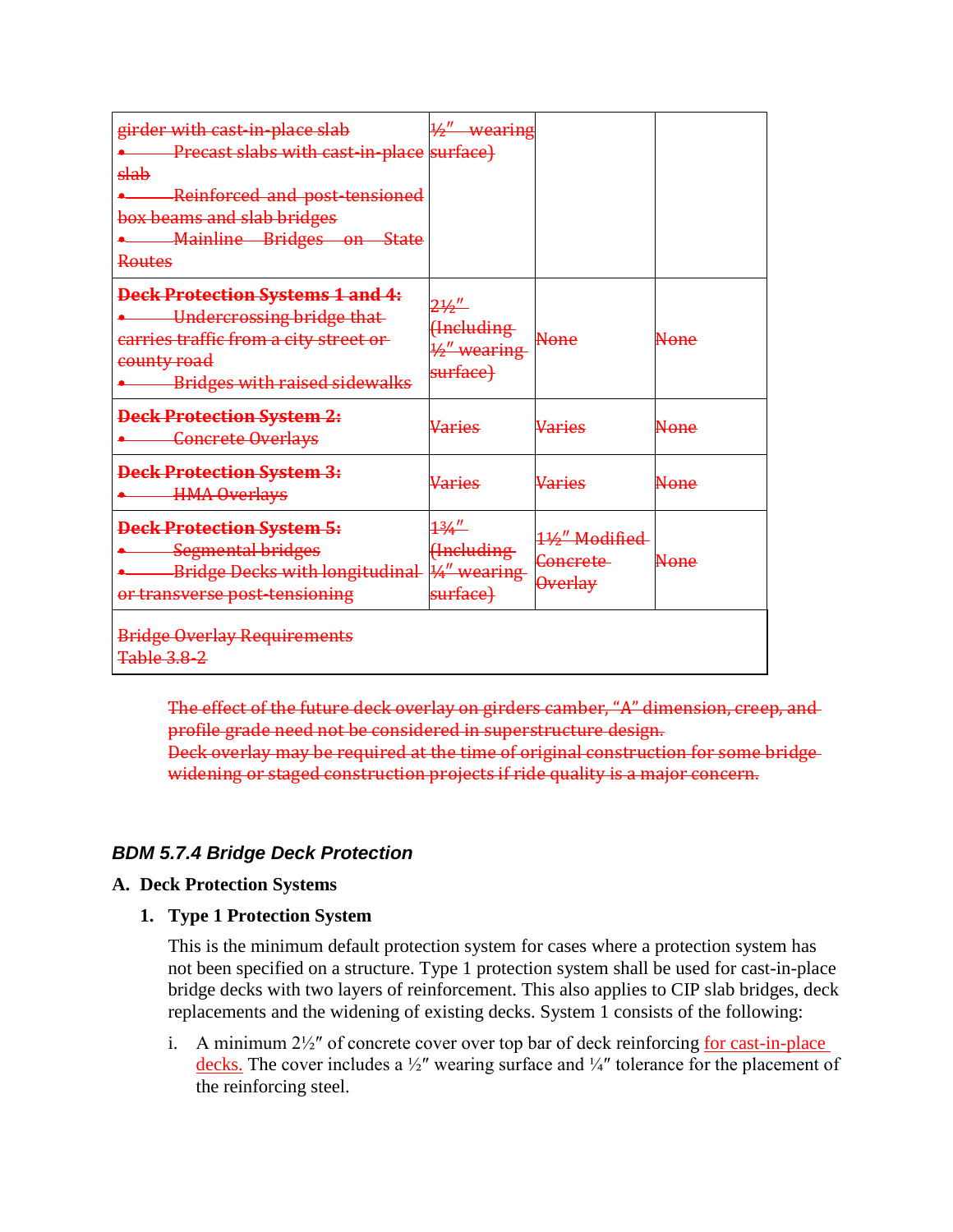| girder with cast-in-place slab<br>• Precast slabs with cast-in-place slab<br>• Reinforced and post-tensioned box beams and slab bridges<br>• Mainline Bridges on State Routes | ½″ wearing surface) | | |
|---|---|---|---|
| **Deck Protection Systems 1 and 4:**<br>• Undercrossing bridge that carries traffic from a city street or county road<br>• Bridges with raised sidewalks | 2½″ (Including ½″ wearing surface) | None | None |
| **Deck Protection System 2:**<br>• Concrete Overlays | Varies | Varies | None |
| **Deck Protection System 3:**<br>• HMA Overlays | Varies | Varies | None |
| **Deck Protection System 5:**<br>• Segmental bridges<br>• Bridge Decks with longitudinal or transverse post-tensioning | 1¾″ (Including ¼″ wearing surface) | 1½″ Modified Concrete Overlay | None |
| Bridge Overlay Requirements<br>Table 3.8-2 | | | |

The effect of the future deck overlay on girders camber, "A" dimension, creep, and profile grade need not be considered in superstructure design.
Deck overlay may be required at the time of original construction for some bridge widening or staged construction projects if ride quality is a major concern.

### *BDM 5.7.4 Bridge Deck Protection*

**A. Deck Protection Systems**

**1. Type 1 Protection System**

This is the minimum default protection system for cases where a protection system has not been specified on a structure. Type 1 protection system shall be used for cast-in-place bridge decks with two layers of reinforcement. This also applies to CIP slab bridges, deck replacements and the widening of existing decks. System 1 consists of the following:

i. A minimum 2½″ of concrete cover over top bar of deck reinforcing for cast-in-place decks. The cover includes a ½″ wearing surface and ¼″ tolerance for the placement of the reinforcing steel.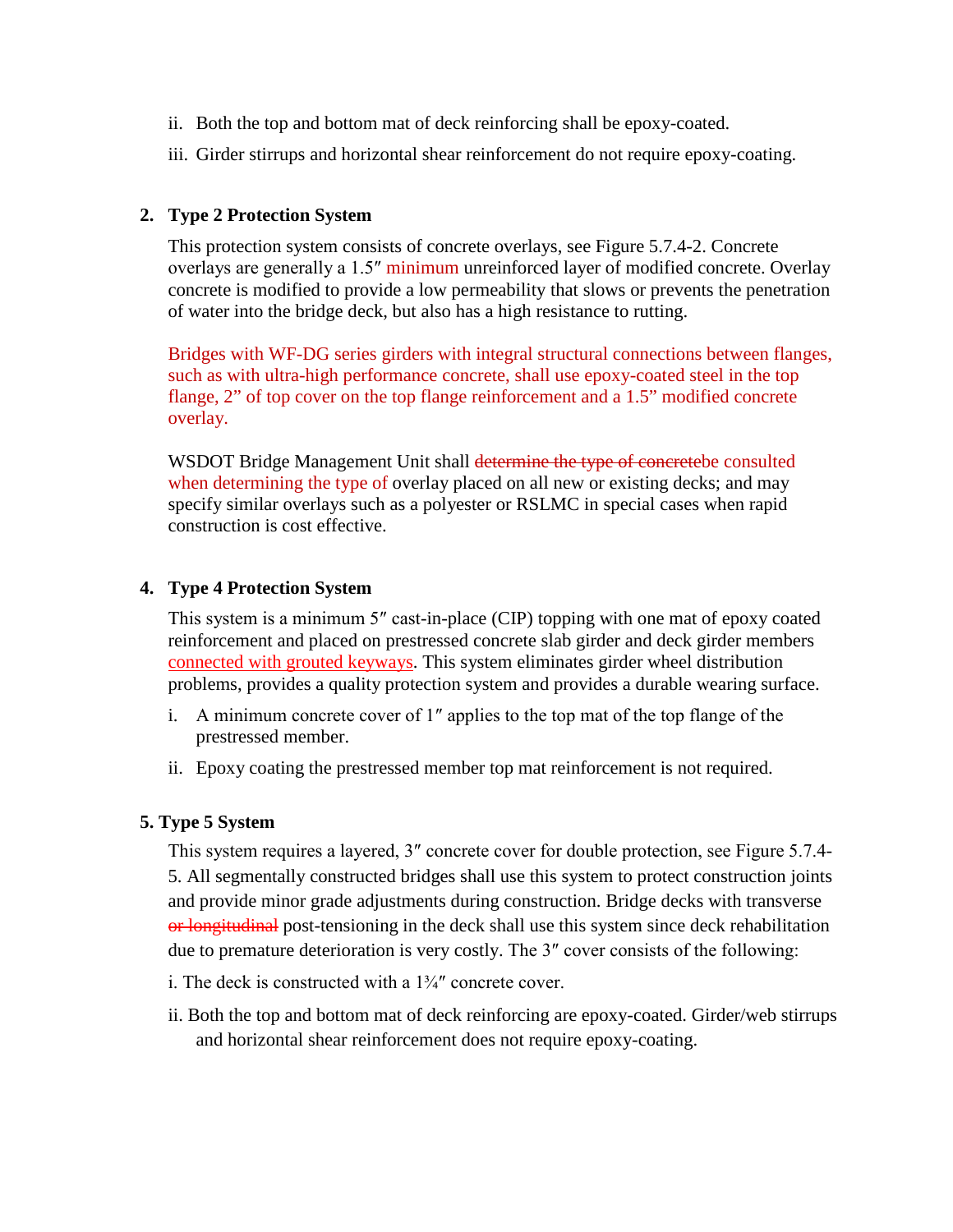ii. Both the top and bottom mat of deck reinforcing shall be epoxy-coated.

iii. Girder stirrups and horizontal shear reinforcement do not require epoxy-coating.

2. **Type 2 Protection System**

   This protection system consists of concrete overlays, see Figure 5.7.4-2. Concrete overlays are generally a 1.5″ minimum unreinforced layer of modified concrete. Overlay concrete is modified to provide a low permeability that slows or prevents the penetration of water into the bridge deck, but also has a high resistance to rutting.

   Bridges with WF-DG series girders with integral structural connections between flanges, such as with ultra-high performance concrete, shall use epoxy-coated steel in the top flange, 2” of top cover on the top flange reinforcement and a 1.5” modified concrete overlay.

   WSDOT Bridge Management Unit shall ~~determine the type of concrete~~be consulted when determining the type of overlay placed on all new or existing decks; and may specify similar overlays such as a polyester or RSLMC in special cases when rapid construction is cost effective.

4. **Type 4 Protection System**

   This system is a minimum 5″ cast-in-place (CIP) topping with one mat of epoxy coated reinforcement and placed on prestressed concrete slab girder and deck girder members connected with grouted keyways. This system eliminates girder wheel distribution problems, provides a quality protection system and provides a durable wearing surface.

   i. A minimum concrete cover of 1″ applies to the top mat of the top flange of the prestressed member.

   ii. Epoxy coating the prestressed member top mat reinforcement is not required.

5. **Type 5 System**

   This system requires a layered, 3″ concrete cover for double protection, see Figure 5.7.4-5. All segmentally constructed bridges shall use this system to protect construction joints and provide minor grade adjustments during construction. Bridge decks with transverse ~~or longitudinal~~ post-tensioning in the deck shall use this system since deck rehabilitation due to premature deterioration is very costly. The 3″ cover consists of the following:

   i. The deck is constructed with a 1¾″ concrete cover.

   ii. Both the top and bottom mat of deck reinforcing are epoxy-coated. Girder/web stirrups and horizontal shear reinforcement does not require epoxy-coating.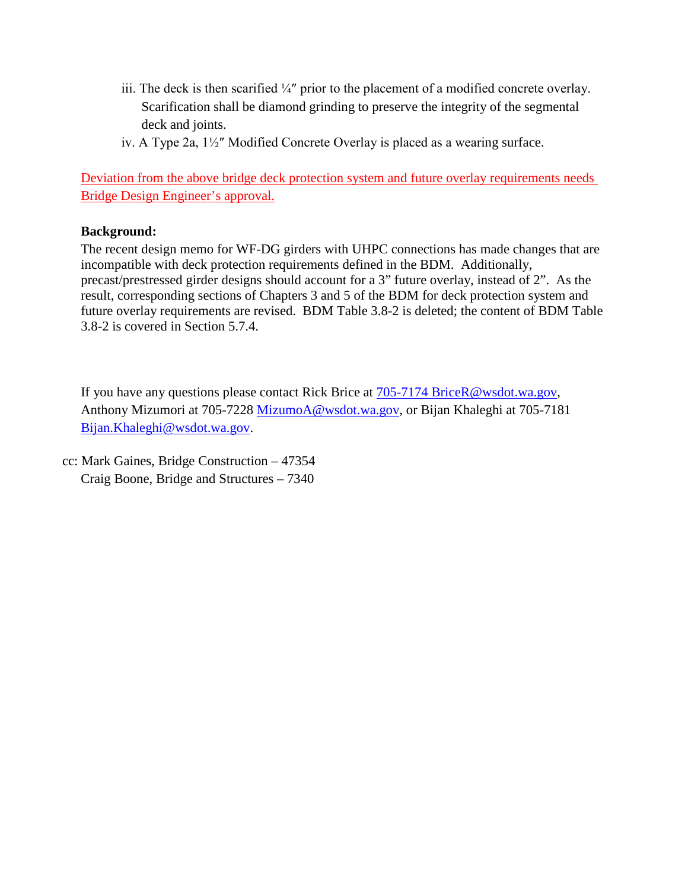iii. The deck is then scarified ¼″ prior to the placement of a modified concrete overlay. Scarification shall be diamond grinding to preserve the integrity of the segmental deck and joints.

iv. A Type 2a, 1½″ Modified Concrete Overlay is placed as a wearing surface.

Deviation from the above bridge deck protection system and future overlay requirements needs Bridge Design Engineer's approval.

**Background:**

The recent design memo for WF-DG girders with UHPC connections has made changes that are incompatible with deck protection requirements defined in the BDM. Additionally, precast/prestressed girder designs should account for a 3" future overlay, instead of 2". As the result, corresponding sections of Chapters 3 and 5 of the BDM for deck protection system and future overlay requirements are revised. BDM Table 3.8-2 is deleted; the content of BDM Table 3.8-2 is covered in Section 5.7.4.

If you have any questions please contact Rick Brice at 705-7174 BriceR@wsdot.wa.gov, Anthony Mizumori at 705-7228 MizumoA@wsdot.wa.gov, or Bijan Khaleghi at 705-7181 Bijan.Khaleghi@wsdot.wa.gov.

cc: Mark Gaines, Bridge Construction – 47354
Craig Boone, Bridge and Structures – 7340